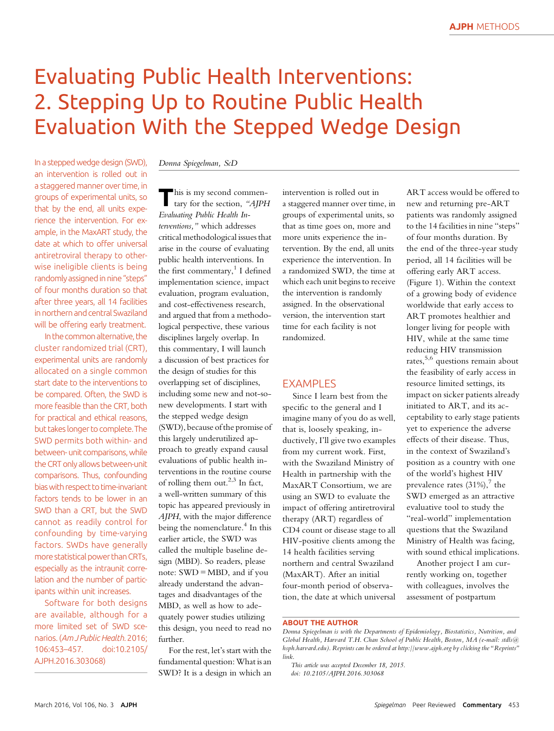# Evaluating Public Health Interventions: 2. Stepping Up to Routine Public Health Evaluation With the Stepped Wedge Design

In a stepped wedge design (SWD), an intervention is rolled out in a staggered manner over time, in groups of experimental units, so that by the end, all units experience the intervention. For example, in the MaxART study, the date at which to offer universal antiretroviral therapy to otherwise ineligible clients is being randomly assigned in nine "steps" of four months duration so that after three years, all 14 facilities in northern and central Swaziland will be offering early treatment.

In the common alternative, the cluster randomized trial (CRT), experimental units are randomly allocated on a single common start date to the interventions to be compared. Often, the SWD is more feasible than the CRT, both for practical and ethical reasons, but takes longer to complete. The SWD permits both within- and between- unit comparisons, while the CRT only allows between-unit comparisons. Thus, confounding bias with respect to time-invariant factors tends to be lower in an SWD than a CRT, but the SWD cannot as readily control for confounding by time-varying factors. SWDs have generally more statistical power than CRTs, especially as the intraunit correlation and the number of participants within unit increases.

Software for both designs are available, although for a more limited set of SWD scenarios. (*Am J Public Health.* 2016; 106:453–457. doi:10.2105/AJPH.2016.303068)

*Donna Spiegelman, ScD*

This is my second commentary for the section, *"AJPH Evaluating Public Health Interventions,"* which addresses critical methodological issues that arise in the course of evaluating public health interventions. In the first commentary,[1] I defined implementation science, impact evaluation, program evaluation, and cost-effectiveness research, and argued that from a methodological perspective, these various disciplines largely overlap. In this commentary, I will launch a discussion of best practices for the design of studies for this overlapping set of disciplines, including some new and not-so-new developments. I start with the stepped wedge design (SWD), because of the promise of this largely underutilized approach to greatly expand causal evaluations of public health interventions in the routine course of rolling them out.[2,3] In fact, a well-written summary of this topic has appeared previously in *AJPH*, with the major difference being the nomenclature.[4] In this earlier article, the SWD was called the multiple baseline design (MBD). So readers, please note: SWD = MBD, and if you already understand the advantages and disadvantages of the MBD, as well as how to adequately power studies utilizing this design, you need to read no further.

For the rest, let's start with the fundamental question: What is an SWD? It is a design in which an intervention is rolled out in a staggered manner over time, in groups of experimental units, so that as time goes on, more and more units experience the intervention. By the end, all units experience the intervention. In a randomized SWD, the time at which each unit begins to receive the intervention is randomly assigned. In the observational version, the intervention start time for each facility is not randomized.

## EXAMPLES

Since I learn best from the specific to the general and I imagine many of you do as well, that is, loosely speaking, inductively, I'll give two examples from my current work. First, with the Swaziland Ministry of Health in partnership with the MaxART Consortium, we are using an SWD to evaluate the impact of offering antiretroviral therapy (ART) regardless of CD4 count or disease stage to all HIV-positive clients among the 14 health facilities serving northern and central Swaziland (MaxART). After an initial four-month period of observation, the date at which universal ART access would be offered to new and returning pre-ART patients was randomly assigned to the 14 facilities in nine "steps" of four months duration. By the end of the three-year study period, all 14 facilities will be offering early ART access. (Figure 1). Within the context of a growing body of evidence worldwide that early access to ART promotes healthier and longer living for people with HIV, while at the same time reducing HIV transmission rates,[5,6] questions remain about the feasibility of early access in resource limited settings, its impact on sicker patients already initiated to ART, and its acceptability to early stage patients yet to experience the adverse effects of their disease. Thus, in the context of Swaziland's position as a country with one of the world's highest HIV prevalence rates (31%),[7] the SWD emerged as an attractive evaluative tool to study the "real-world" implementation questions that the Swaziland Ministry of Health was facing, with sound ethical implications.

Another project I am currently working on, together with colleagues, involves the assessment of postpartum

**ABOUT THE AUTHOR**

*Donna Spiegelman is with the Departments of Epidemiology, Biostatistics, Nutrition, and Global Health, Harvard T.H. Chan School of Public Health, Boston, MA (e-mail: stdls@hsph.harvard.edu). Reprints can be ordered at http://www.ajph.org by clicking the "Reprints" link.*

*This article was accepted December 18, 2015.*
*doi: 10.2105/AJPH.2016.303068*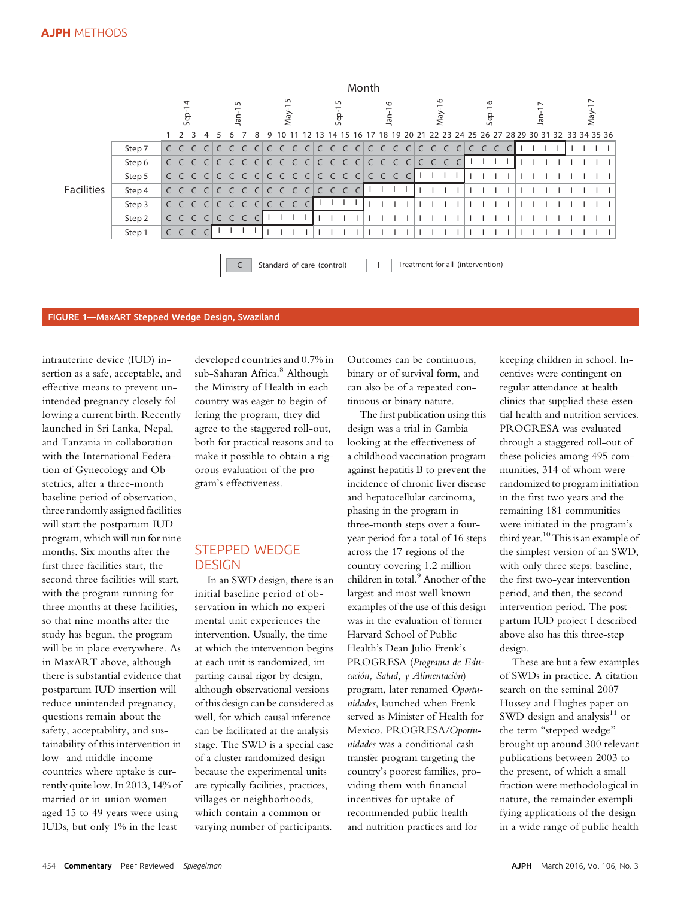| Facilities | 1 | 2 | 3 | 4 | 5 | 6 | 7 | 8 | 9 | 10 | 11 | 12 | 13 | 14 | 15 | 16 | 17 | 18 | 19 | 20 | 21 | 22 | 23 | 24 | 25 | 26 | 27 | 28 | 29 | 30 | 31 | 32 | 33 | 34 | 35 | 36 |
|---|---|---|---|---|---|---|---|---|---|---|---|---|---|---|---|---|---|---|---|---|---|---|---|---|---|---|---|---|---|---|---|---|---|---|---|---|
| Month | | Sep-14 | | | | Jan-15 | | | | May-15 | | | | Sep-15 | | | | Jan-16 | | | | May-16 | | | | Sep-16 | | | | Jan-17 | | | | May-17 | | |
| Step 7 | C | C | C | C | C | C | C | C | C | C | C | C | C | C | C | C | C | C | C | C | C | C | C | C | C | C | C | C | I | I | I | I | I | I | I | I |
| Step 6 | C | C | C | C | C | C | C | C | C | C | C | C | C | C | C | C | C | C | C | C | C | C | C | C | I | I | I | I | I | I | I | I | I | I | I | I |
| Step 5 | C | C | C | C | C | C | C | C | C | C | C | C | C | C | C | C | C | C | C | C | I | I | I | I | I | I | I | I | I | I | I | I | I | I | I | I |
| Step 4 | C | C | C | C | C | C | C | C | C | C | C | C | C | C | C | C | I | I | I | I | I | I | I | I | I | I | I | I | I | I | I | I | I | I | I | I |
| Step 3 | C | C | C | C | C | C | C | C | C | C | C | C | I | I | I | I | I | I | I | I | I | I | I | I | I | I | I | I | I | I | I | I | I | I | I | I |
| Step 2 | C | C | C | C | C | C | C | C | I | I | I | I | I | I | I | I | I | I | I | I | I | I | I | I | I | I | I | I | I | I | I | I | I | I | I | I |
| Step 1 | C | C | C | C | I | I | I | I | I | I | I | I | I | I | I | I | I | I | I | I | I | I | I | I | I | I | I | I | I | I | I | I | I | I | I | I |

C = Standard of care (control); I = Treatment for all (intervention)

FIGURE 1—MaxART Stepped Wedge Design, Swaziland

intrauterine device (IUD) insertion as a safe, acceptable, and effective means to prevent unintended pregnancy closely following a current birth. Recently launched in Sri Lanka, Nepal, and Tanzania in collaboration with the International Federation of Gynecology and Obstetrics, after a three-month baseline period of observation, three randomly assigned facilities will start the postpartum IUD program, which will run for nine months. Six months after the first three facilities start, the second three facilities will start, with the program running for three months at these facilities, so that nine months after the study has begun, the program will be in place everywhere. As in MaxART above, although there is substantial evidence that postpartum IUD insertion will reduce unintended pregnancy, questions remain about the safety, acceptability, and sustainability of this intervention in low- and middle-income countries where uptake is currently quite low. In 2013, 14% of married or in-union women aged 15 to 49 years were using IUDs, but only 1% in the least developed countries and 0.7% in sub-Saharan Africa.[8] Although the Ministry of Health in each country was eager to begin offering the program, they did agree to the staggered roll-out, both for practical reasons and to make it possible to obtain a rigorous evaluation of the program's effectiveness.

## STEPPED WEDGE DESIGN

In an SWD design, there is an initial baseline period of observation in which no experimental unit experiences the intervention. Usually, the time at which the intervention begins at each unit is randomized, imparting causal rigor by design, although observational versions of this design can be considered as well, for which causal inference can be facilitated at the analysis stage. The SWD is a special case of a cluster randomized design because the experimental units are typically facilities, practices, villages or neighborhoods, which contain a common or varying number of participants. Outcomes can be continuous, binary or of survival form, and can also be of a repeated continuous or binary nature.

The first publication using this design was a trial in Gambia looking at the effectiveness of a childhood vaccination program against hepatitis B to prevent the incidence of chronic liver disease and hepatocellular carcinoma, phasing in the program in three-month steps over a four-year period for a total of 16 steps across the 17 regions of the country covering 1.2 million children in total.[9] Another of the largest and most well known examples of the use of this design was in the evaluation of former Harvard School of Public Health's Dean Julio Frenk's PROGRESA (*Programa de Educación, Salud, y Alimentación*) program, later renamed *Oportunidades*, launched when Frenk served as Minister of Health for Mexico. PROGRESA/*Oportunidades* was a conditional cash transfer program targeting the country's poorest families, providing them with financial incentives for uptake of recommended public health and nutrition practices and for keeping children in school. Incentives were contingent on regular attendance at health clinics that supplied these essential health and nutrition services. PROGRESA was evaluated through a staggered roll-out of these policies among 495 communities, 314 of whom were randomized to program initiation in the first two years and the remaining 181 communities were initiated in the program's third year.[10] This is an example of the simplest version of an SWD, with only three steps: baseline, the first two-year intervention period, and then, the second intervention period. The postpartum IUD project I described above also has this three-step design.

These are but a few examples of SWDs in practice. A citation search on the seminal 2007 Hussey and Hughes paper on SWD design and analysis[11] or the term "stepped wedge" brought up around 300 relevant publications between 2003 to the present, of which a small fraction were methodological in nature, the remainder exemplifying applications of the design in a wide range of public health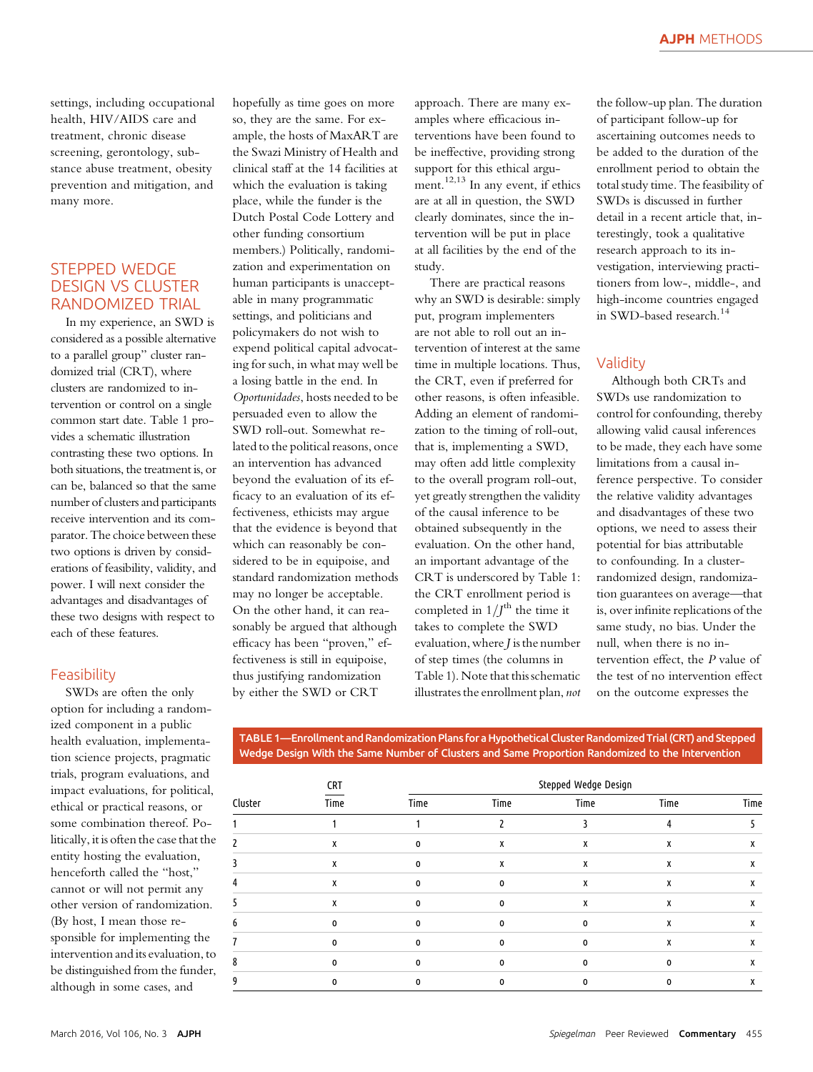settings, including occupational health, HIV/AIDS care and treatment, chronic disease screening, gerontology, substance abuse treatment, obesity prevention and mitigation, and many more.

## STEPPED WEDGE DESIGN VS CLUSTER RANDOMIZED TRIAL

In my experience, an SWD is considered as a possible alternative to a parallel group" cluster randomized trial (CRT), where clusters are randomized to intervention or control on a single common start date. Table 1 provides a schematic illustration contrasting these two options. In both situations, the treatment is, or can be, balanced so that the same number of clusters and participants receive intervention and its comparator. The choice between these two options is driven by considerations of feasibility, validity, and power. I will next consider the advantages and disadvantages of these two designs with respect to each of these features.

### Feasibility

SWDs are often the only option for including a randomized component in a public health evaluation, implementation science projects, pragmatic trials, program evaluations, and impact evaluations, for political, ethical or practical reasons, or some combination thereof. Politically, it is often the case that the entity hosting the evaluation, henceforth called the "host," cannot or will not permit any other version of randomization. (By host, I mean those responsible for implementing the intervention and its evaluation, to be distinguished from the funder, although in some cases, and hopefully as time goes on more so, they are the same. For example, the hosts of MaxART are the Swazi Ministry of Health and clinical staff at the 14 facilities at which the evaluation is taking place, while the funder is the Dutch Postal Code Lottery and other funding consortium members.) Politically, randomization and experimentation on human participants is unacceptable in many programmatic settings, and politicians and policymakers do not wish to expend political capital advocating for such, in what may well be a losing battle in the end. In *Oportunidades*, hosts needed to be persuaded even to allow the SWD roll-out. Somewhat related to the political reasons, once an intervention has advanced beyond the evaluation of its efficacy to an evaluation of its effectiveness, ethicists may argue that the evidence is beyond that which can reasonably be considered to be in equipoise, and standard randomization methods may no longer be acceptable. On the other hand, it can reasonably be argued that although efficacy has been "proven," effectiveness is still in equipoise, thus justifying randomization by either the SWD or CRT approach. There are many examples where efficacious interventions have been found to be ineffective, providing strong support for this ethical argument.[12,13] In any event, if ethics are at all in question, the SWD clearly dominates, since the intervention will be put in place at all facilities by the end of the study.

There are practical reasons why an SWD is desirable: simply put, program implementers are not able to roll out an intervention of interest at the same time in multiple locations. Thus, the CRT, even if preferred for other reasons, is often infeasible. Adding an element of randomization to the timing of roll-out, that is, implementing a SWD, may often add little complexity to the overall program roll-out, yet greatly strengthen the validity of the causal inference to be obtained subsequently in the evaluation. On the other hand, an important advantage of the CRT is underscored by Table 1: the CRT enrollment period is completed in $1/J^{th}$ the time it takes to complete the SWD evaluation, where $J$ is the number of step times (the columns in Table 1). Note that this schematic illustrates the enrollment plan, *not* the follow-up plan. The duration of participant follow-up for ascertaining outcomes needs to be added to the duration of the enrollment period to obtain the total study time. The feasibility of SWDs is discussed in further detail in a recent article that, interestingly, took a qualitative research approach to its investigation, interviewing practitioners from low-, middle-, and high-income countries engaged in SWD-based research.[14]

### Validity

Although both CRTs and SWDs use randomization to control for confounding, thereby allowing valid causal inferences to be made, they each have some limitations from a causal inference perspective. To consider the relative validity advantages and disadvantages of these two options, we need to assess their potential for bias attributable to confounding. In a cluster-randomized design, randomization guarantees on average—that is, over infinite replications of the same study, no bias. Under the null, when there is no intervention effect, the $P$ value of the test of no intervention effect on the outcome expresses the

**TABLE 1—Enrollment and Randomization Plans for a Hypothetical Cluster Randomized Trial (CRT) and Stepped Wedge Design With the Same Number of Clusters and Same Proportion Randomized to the Intervention**

| | CRT | Stepped Wedge Design | | | | |
|---|---|---|---|---|---|---|
| Cluster | Time | Time | Time | Time | Time | Time |
| 1 | 1 | 1 | 2 | 3 | 4 | 5 |
| 2 | x | 0 | x | x | x | x |
| 3 | x | 0 | x | x | x | x |
| 4 | x | 0 | 0 | x | x | x |
| 5 | x | 0 | 0 | x | x | x |
| 6 | 0 | 0 | 0 | 0 | x | x |
| 7 | 0 | 0 | 0 | 0 | x | x |
| 8 | 0 | 0 | 0 | 0 | 0 | x |
| 9 | 0 | 0 | 0 | 0 | 0 | x |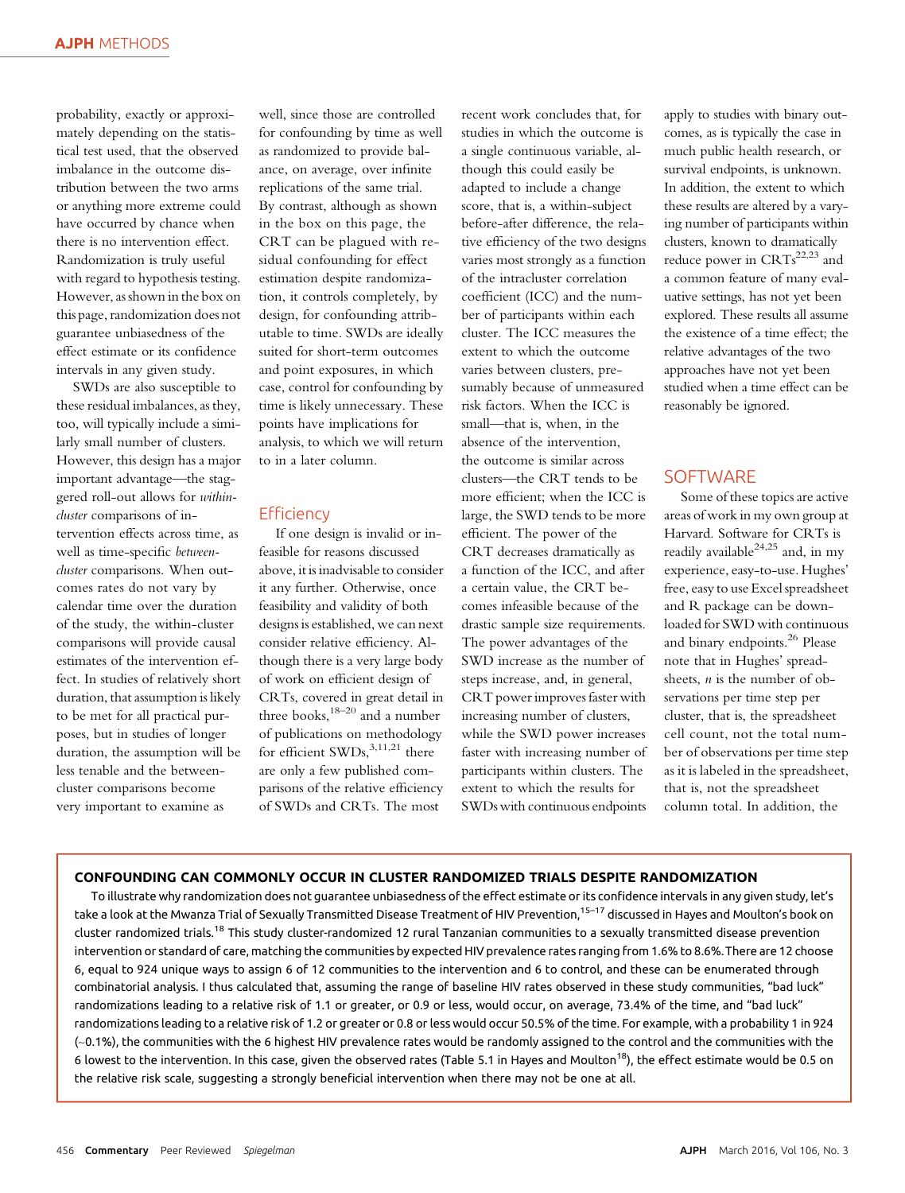probability, exactly or approximately depending on the statistical test used, that the observed imbalance in the outcome distribution between the two arms or anything more extreme could have occurred by chance when there is no intervention effect. Randomization is truly useful with regard to hypothesis testing. However, as shown in the box on this page, randomization does not guarantee unbiasedness of the effect estimate or its confidence intervals in any given study.

SWDs are also susceptible to these residual imbalances, as they, too, will typically include a similarly small number of clusters. However, this design has a major important advantage—the staggered roll-out allows for *within-cluster* comparisons of intervention effects across time, as well as time-specific *between-cluster* comparisons. When outcomes rates do not vary by calendar time over the duration of the study, the within-cluster comparisons will provide causal estimates of the intervention effect. In studies of relatively short duration, that assumption is likely to be met for all practical purposes, but in studies of longer duration, the assumption will be less tenable and the between-cluster comparisons become very important to examine as well, since those are controlled for confounding by time as well as randomized to provide balance, on average, over infinite replications of the same trial. By contrast, although as shown in the box on this page, the CRT can be plagued with residual confounding for effect estimation despite randomization, it controls completely, by design, for confounding attributable to time. SWDs are ideally suited for short-term outcomes and point exposures, in which case, control for confounding by time is likely unnecessary. These points have implications for analysis, to which we will return to in a later column.

## Efficiency

If one design is invalid or infeasible for reasons discussed above, it is inadvisable to consider it any further. Otherwise, once feasibility and validity of both designs is established, we can next consider relative efficiency. Although there is a very large body of work on efficient design of CRTs, covered in great detail in three books,[18–20] and a number of publications on methodology for efficient SWDs,[3,11,21] there are only a few published comparisons of the relative efficiency of SWDs and CRTs. The most recent work concludes that, for studies in which the outcome is a single continuous variable, although this could easily be adapted to include a change score, that is, a within-subject before-after difference, the relative efficiency of the two designs varies most strongly as a function of the intracluster correlation coefficient (ICC) and the number of participants within each cluster. The ICC measures the extent to which the outcome varies between clusters, presumably because of unmeasured risk factors. When the ICC is small—that is, when, in the absence of the intervention, the outcome is similar across clusters—the CRT tends to be more efficient; when the ICC is large, the SWD tends to be more efficient. The power of the CRT decreases dramatically as a function of the ICC, and after a certain value, the CRT becomes infeasible because of the drastic sample size requirements. The power advantages of the SWD increase as the number of steps increase, and, in general, CRT power improves faster with increasing number of clusters, while the SWD power increases faster with increasing number of participants within clusters. The extent to which the results for SWDs with continuous endpoints apply to studies with binary outcomes, as is typically the case in much public health research, or survival endpoints, is unknown. In addition, the extent to which these results are altered by a varying number of participants within clusters, known to dramatically reduce power in CRTs[22,23] and a common feature of many evaluative settings, has not yet been explored. These results all assume the existence of a time effect; the relative advantages of the two approaches have not yet been studied when a time effect can be reasonably be ignored.

## SOFTWARE

Some of these topics are active areas of work in my own group at Harvard. Software for CRTs is readily available[24,25] and, in my experience, easy-to-use. Hughes' free, easy to use Excel spreadsheet and R package can be downloaded for SWD with continuous and binary endpoints.[26] Please note that in Hughes' spreadsheets, $n$ is the number of observations per time step per cluster, that is, the spreadsheet cell count, not the total number of observations per time step as it is labeled in the spreadsheet, that is, not the spreadsheet column total. In addition, the

---

**CONFOUNDING CAN COMMONLY OCCUR IN CLUSTER RANDOMIZED TRIALS DESPITE RANDOMIZATION**

To illustrate why randomization does not guarantee unbiasedness of the effect estimate or its confidence intervals in any given study, let's take a look at the Mwanza Trial of Sexually Transmitted Disease Treatment of HIV Prevention,[15–17] discussed in Hayes and Moulton's book on cluster randomized trials.[18] This study cluster-randomized 12 rural Tanzanian communities to a sexually transmitted disease prevention intervention or standard of care, matching the communities by expected HIV prevalence rates ranging from 1.6% to 8.6%. There are 12 choose 6, equal to 924 unique ways to assign 6 of 12 communities to the intervention and 6 to control, and these can be enumerated through combinatorial analysis. I thus calculated that, assuming the range of baseline HIV rates observed in these study communities, "bad luck" randomizations leading to a relative risk of 1.1 or greater, or 0.9 or less, would occur, on average, 73.4% of the time, and "bad luck" randomizations leading to a relative risk of 1.2 or greater or 0.8 or less would occur 50.5% of the time. For example, with a probability 1 in 924 (~0.1%), the communities with the 6 highest HIV prevalence rates would be randomly assigned to the control and the communities with the 6 lowest to the intervention. In this case, given the observed rates (Table 5.1 in Hayes and Moulton[18]), the effect estimate would be 0.5 on the relative risk scale, suggesting a strongly beneficial intervention when there may not be one at all.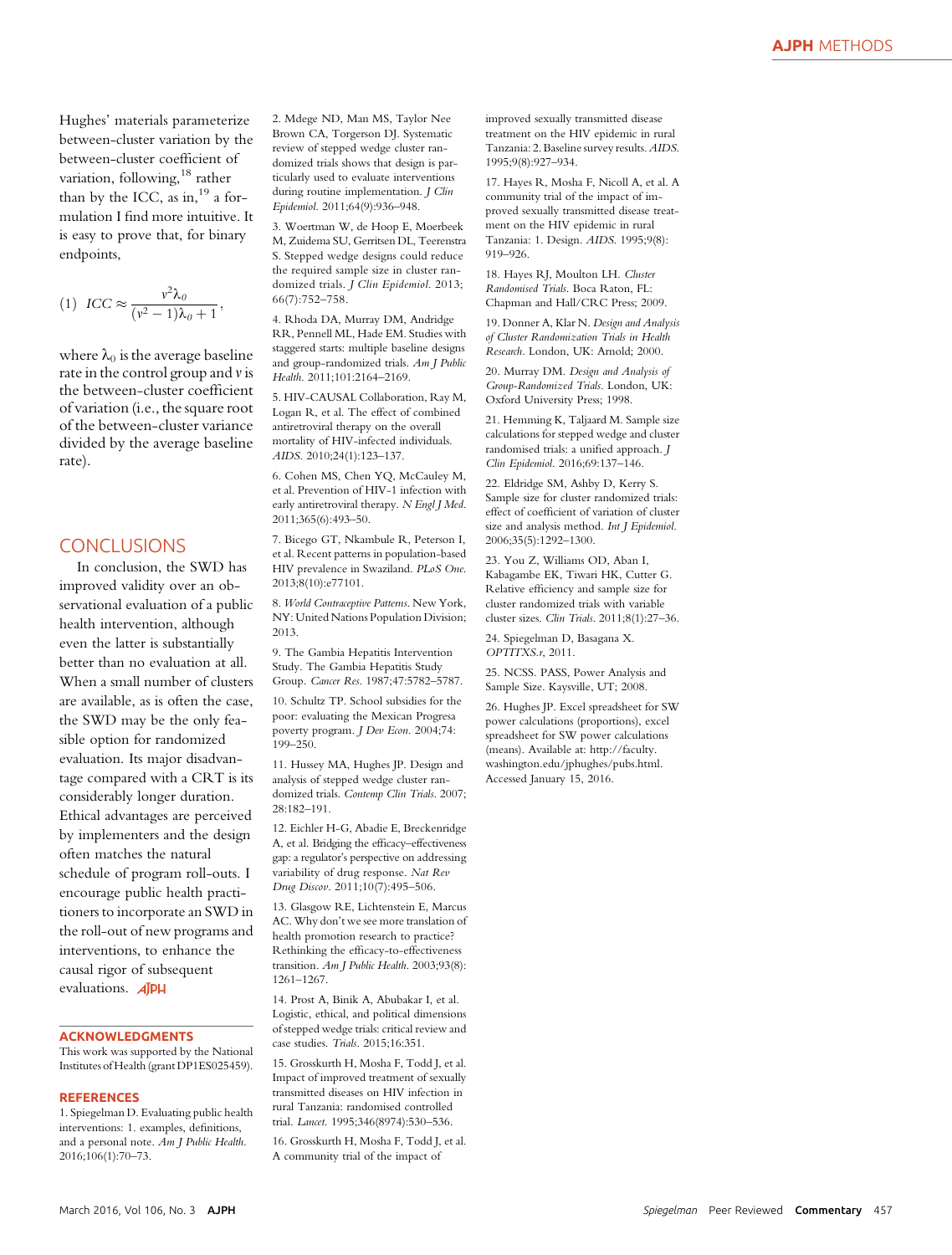Hughes' materials parameterize between-cluster variation by the between-cluster coefficient of variation, following,[18] rather than by the ICC, as in,[19] a formulation I find more intuitive. It is easy to prove that, for binary endpoints,

$$(1)\quad ICC \approx \frac{\nu^2\lambda_0}{(\nu^2-1)\lambda_0+1},$$

where $\lambda_0$ is the average baseline rate in the control group and $\nu$ is the between-cluster coefficient of variation (i.e., the square root of the between-cluster variance divided by the average baseline rate).

## CONCLUSIONS

In conclusion, the SWD has improved validity over an observational evaluation of a public health intervention, although even the latter is substantially better than no evaluation at all. When a small number of clusters are available, as is often the case, the SWD may be the only feasible option for randomized evaluation. Its major disadvantage compared with a CRT is its considerably longer duration. Ethical advantages are perceived by implementers and the design often matches the natural schedule of program roll-outs. I encourage public health practitioners to incorporate an SWD in the roll-out of new programs and interventions, to enhance the causal rigor of subsequent evaluations.

### ACKNOWLEDGMENTS

This work was supported by the National Institutes of Health (grant DP1ES025459).

### REFERENCES

1. Spiegelman D. Evaluating public health interventions: 1. examples, definitions, and a personal note. *Am J Public Health*. 2016;106(1):70–73.

2. Mdege ND, Man MS, Taylor Nee Brown CA, Torgerson DJ. Systematic review of stepped wedge cluster randomized trials shows that design is particularly used to evaluate interventions during routine implementation. *J Clin Epidemiol*. 2011;64(9):936–948.

3. Woertman W, de Hoop E, Moerbeek M, Zuidema SU, Gerritsen DL, Teerenstra S. Stepped wedge designs could reduce the required sample size in cluster randomized trials. *J Clin Epidemiol*. 2013; 66(7):752–758.

4. Rhoda DA, Murray DM, Andridge RR, Pennell ML, Hade EM. Studies with staggered starts: multiple baseline designs and group-randomized trials. *Am J Public Health*. 2011;101:2164–2169.

5. HIV-CAUSAL Collaboration, Ray M, Logan R, et al. The effect of combined antiretroviral therapy on the overall mortality of HIV-infected individuals. *AIDS*. 2010;24(1):123–137.

6. Cohen MS, Chen YQ, McCauley M, et al. Prevention of HIV-1 infection with early antiretroviral therapy. *N Engl J Med*. 2011;365(6):493–50.

7. Bicego GT, Nkambule R, Peterson I, et al. Recent patterns in population-based HIV prevalence in Swaziland. *PLoS One*. 2013;8(10):e77101.

8. *World Contraceptive Patterns*. New York, NY: United Nations Population Division; 2013.

9. The Gambia Hepatitis Intervention Study. The Gambia Hepatitis Study Group. *Cancer Res*. 1987;47:5782–5787.

10. Schultz TP. School subsidies for the poor: evaluating the Mexican Progresa poverty program. *J Dev Econ*. 2004;74: 199–250.

11. Hussey MA, Hughes JP. Design and analysis of stepped wedge cluster randomized trials. *Contemp Clin Trials*. 2007; 28:182–191.

12. Eichler H-G, Abadie E, Breckenridge A, et al. Bridging the efficacy–effectiveness gap: a regulator's perspective on addressing variability of drug response. *Nat Rev Drug Discov*. 2011;10(7):495–506.

13. Glasgow RE, Lichtenstein E, Marcus AC. Why don't we see more translation of health promotion research to practice? Rethinking the efficacy-to-effectiveness transition. *Am J Public Health*. 2003;93(8): 1261–1267.

14. Prost A, Binik A, Abubakar I, et al. Logistic, ethical, and political dimensions of stepped wedge trials: critical review and case studies. *Trials*. 2015;16:351.

15. Grosskurth H, Mosha F, Todd J, et al. Impact of improved treatment of sexually transmitted diseases on HIV infection in rural Tanzania: randomised controlled trial. *Lancet*. 1995;346(8974):530–536.

16. Grosskurth H, Mosha F, Todd J, et al. A community trial of the impact of improved sexually transmitted disease treatment on the HIV epidemic in rural Tanzania: 2. Baseline survey results. *AIDS*. 1995;9(8):927–934.

17. Hayes R, Mosha F, Nicoll A, et al. A community trial of the impact of improved sexually transmitted disease treatment on the HIV epidemic in rural Tanzania: 1. Design. *AIDS*. 1995;9(8): 919–926.

18. Hayes RJ, Moulton LH. *Cluster Randomised Trials*. Boca Raton, FL: Chapman and Hall/CRC Press; 2009.

19. Donner A, Klar N. *Design and Analysis of Cluster Randomization Trials in Health Research*. London, UK: Arnold; 2000.

20. Murray DM. *Design and Analysis of Group-Randomized Trials*. London, UK: Oxford University Press; 1998.

21. Hemming K, Taljaard M. Sample size calculations for stepped wedge and cluster randomised trials: a unified approach. *J Clin Epidemiol*. 2016;69:137–146.

22. Eldridge SM, Ashby D, Kerry S. Sample size for cluster randomized trials: effect of coefficient of variation of cluster size and analysis method. *Int J Epidemiol*. 2006;35(5):1292–1300.

23. You Z, Williams OD, Aban I, Kabagambe EK, Tiwari HK, Cutter G. Relative efficiency and sample size for cluster randomized trials with variable cluster sizes. *Clin Trials*. 2011;8(1):27–36.

24. Spiegelman D, Basagana X. *OPTITXS.r*, 2011.

25. NCSS. PASS, Power Analysis and Sample Size. Kaysville, UT; 2008.

26. Hughes JP. Excel spreadsheet for SW power calculations (proportions), excel spreadsheet for SW power calculations (means). Available at: http://faculty.washington.edu/jphughes/pubs.html. Accessed January 15, 2016.